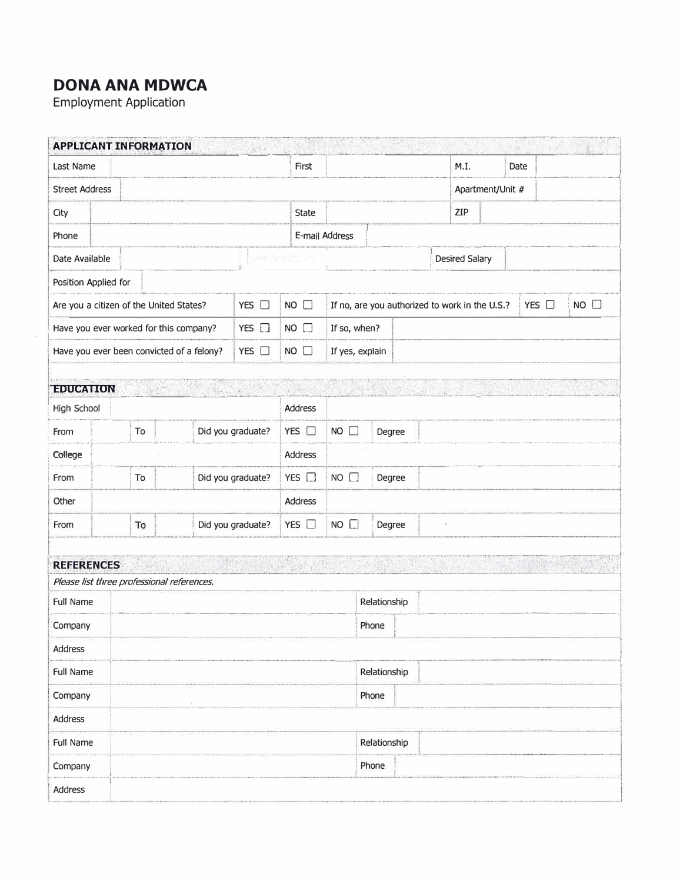# DONA ANA MDWCA

Employment Application

## APPLICANT INFORMATION

| | | | | | | | |
|---|---|---|---|---|---|---|---|
| Last Name | | First | | M.I. | | Date | |
| Street Address | | | | Apartment/Unit # | | | |
| City | | State | | ZIP | | | |
| Phone | | E-mail Address | | | | | |
| Date Available | | | | Desired Salary | | | |
| Position Applied for | | | | | | | |

| | | | | | |
|---|---|---|---|---|---|
| Are you a citizen of the United States? | YES ☐ | NO ☐ | If no, are you authorized to work in the U.S.? | YES ☐ | NO ☐ |
| Have you ever worked for this company? | YES ☐ | NO ☐ | If so, when? | | |
| Have you ever been convicted of a felony? | YES ☐ | NO ☐ | If yes, explain | | |

## EDUCATION

| | | | | | | | | | |
|---|---|---|---|---|---|---|---|---|---|
| High School | | | | | Address | | | | |
| From | | To | | Did you graduate? | YES ☐ | NO ☐ | Degree | | |
| College | | | | | Address | | | | |
| From | | To | | Did you graduate? | YES ☐ | NO ☐ | Degree | | |
| Other | | | | | Address | | | | |
| From | | To | | Did you graduate? | YES ☐ | NO ☐ | Degree | | |

## REFERENCES

*Please list three professional references.*

| | | | |
|---|---|---|---|
| Full Name | | Relationship | |
| Company | | Phone | |
| Address | | | |
| Full Name | | Relationship | |
| Company | | Phone | |
| Address | | | |
| Full Name | | Relationship | |
| Company | | Phone | |
| Address | | | |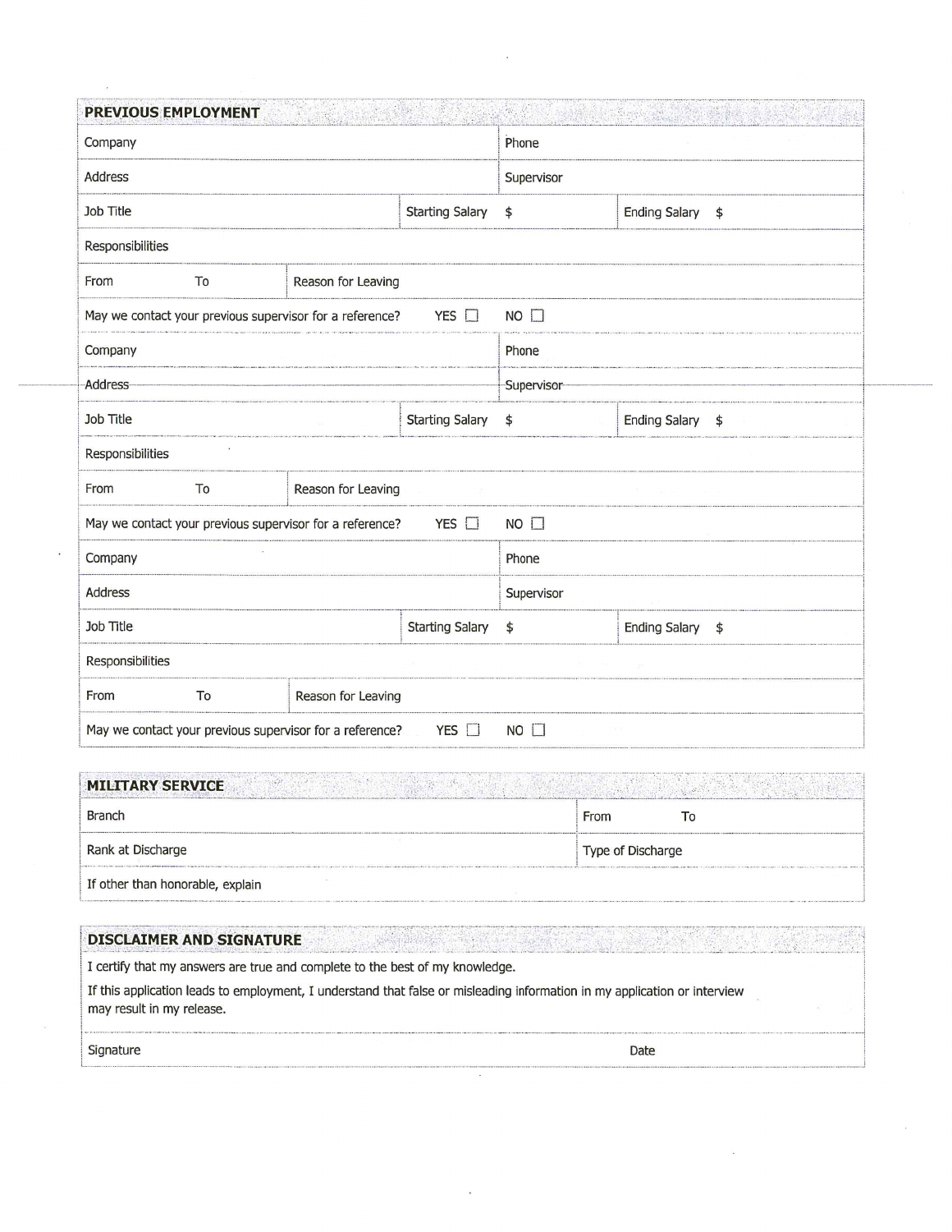## PREVIOUS EMPLOYMENT

| | | | |
|---|---|---|---|
| Company | | Phone | |
| Address | | Supervisor | |
| Job Title | Starting Salary $ | | Ending Salary $ |
| Responsibilities | | | |
| From To | Reason for Leaving | | |
| May we contact your previous supervisor for a reference? YES ☐ NO ☐ | | | |

| | | | |
|---|---|---|---|
| Company | | Phone | |
| Address | | Supervisor | |
| Job Title | Starting Salary $ | | Ending Salary $ |
| Responsibilities | | | |
| From To | Reason for Leaving | | |
| May we contact your previous supervisor for a reference? YES ☐ NO ☐ | | | |

| | | | |
|---|---|---|---|
| Company | | Phone | |
| Address | | Supervisor | |
| Job Title | Starting Salary $ | | Ending Salary $ |
| Responsibilities | | | |
| From To | Reason for Leaving | | |
| May we contact your previous supervisor for a reference? YES ☐ NO ☐ | | | |

## MILITARY SERVICE

| | |
|---|---|
| Branch | From To |
| Rank at Discharge | Type of Discharge |
| If other than honorable, explain | |

## DISCLAIMER AND SIGNATURE

I certify that my answers are true and complete to the best of my knowledge.

If this application leads to employment, I understand that false or misleading information in my application or interview may result in my release.

| | |
|---|---|
| Signature | Date |